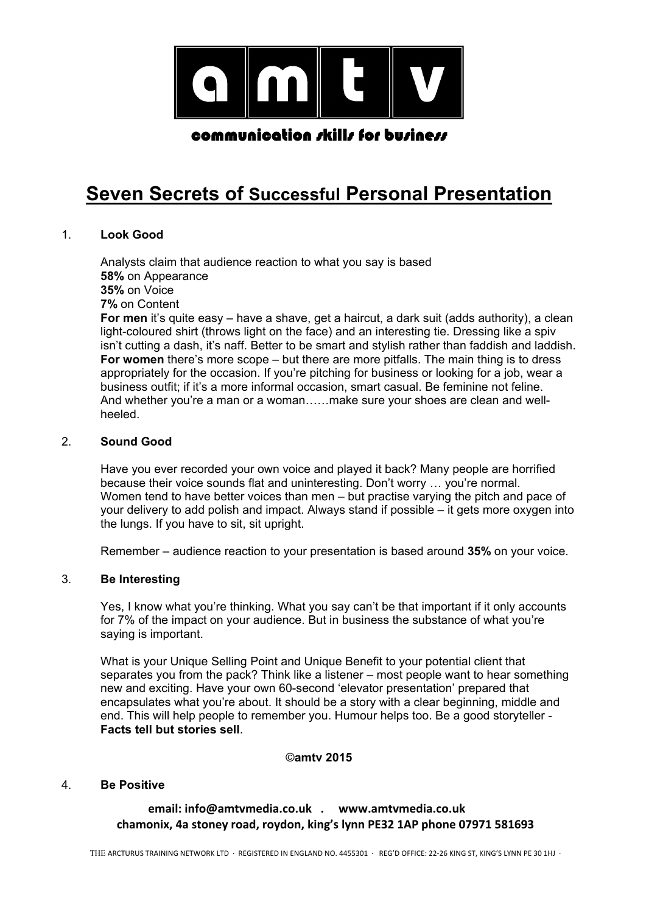# a m t v

communication skills for business

## Seven Secrets of Successful Personal Presentation

1. **Look Good**

   Analysts claim that audience reaction to what you say is based
   **58%** on Appearance
   **35%** on Voice
   **7%** on Content
   **For men** it's quite easy – have a shave, get a haircut, a dark suit (adds authority), a clean light-coloured shirt (throws light on the face) and an interesting tie. Dressing like a spiv isn't cutting a dash, it's naff. Better to be smart and stylish rather than faddish and laddish.
   **For women** there's more scope – but there are more pitfalls. The main thing is to dress appropriately for the occasion. If you're pitching for business or looking for a job, wear a business outfit; if it's a more informal occasion, smart casual. Be feminine not feline.
   And whether you're a man or a woman……make sure your shoes are clean and well-heeled.

2. **Sound Good**

   Have you ever recorded your own voice and played it back? Many people are horrified because their voice sounds flat and uninteresting. Don't worry … you're normal.
   Women tend to have better voices than men – but practise varying the pitch and pace of your delivery to add polish and impact. Always stand if possible – it gets more oxygen into the lungs. If you have to sit, sit upright.

   Remember – audience reaction to your presentation is based around **35%** on your voice.

3. **Be Interesting**

   Yes, I know what you're thinking. What you say can't be that important if it only accounts for 7% of the impact on your audience. But in business the substance of what you're saying is important.

   What is your Unique Selling Point and Unique Benefit to your potential client that separates you from the pack? Think like a listener – most people want to hear something new and exciting. Have your own 60-second 'elevator presentation' prepared that encapsulates what you're about. It should be a story with a clear beginning, middle and end. This will help people to remember you. Humour helps too. Be a good storyteller - **Facts tell but stories sell**.

**©amtv 2015**

4. **Be Positive**

**email: info@amtvmedia.co.uk . www.amtvmedia.co.uk**
**chamonix, 4a stoney road, roydon, king's lynn PE32 1AP phone 07971 581693**

THE ARCTURUS TRAINING NETWORK LTD · REGISTERED IN ENGLAND NO. 4455301 · REG'D OFFICE: 22-26 KING ST, KING'S LYNN PE 30 1HJ ·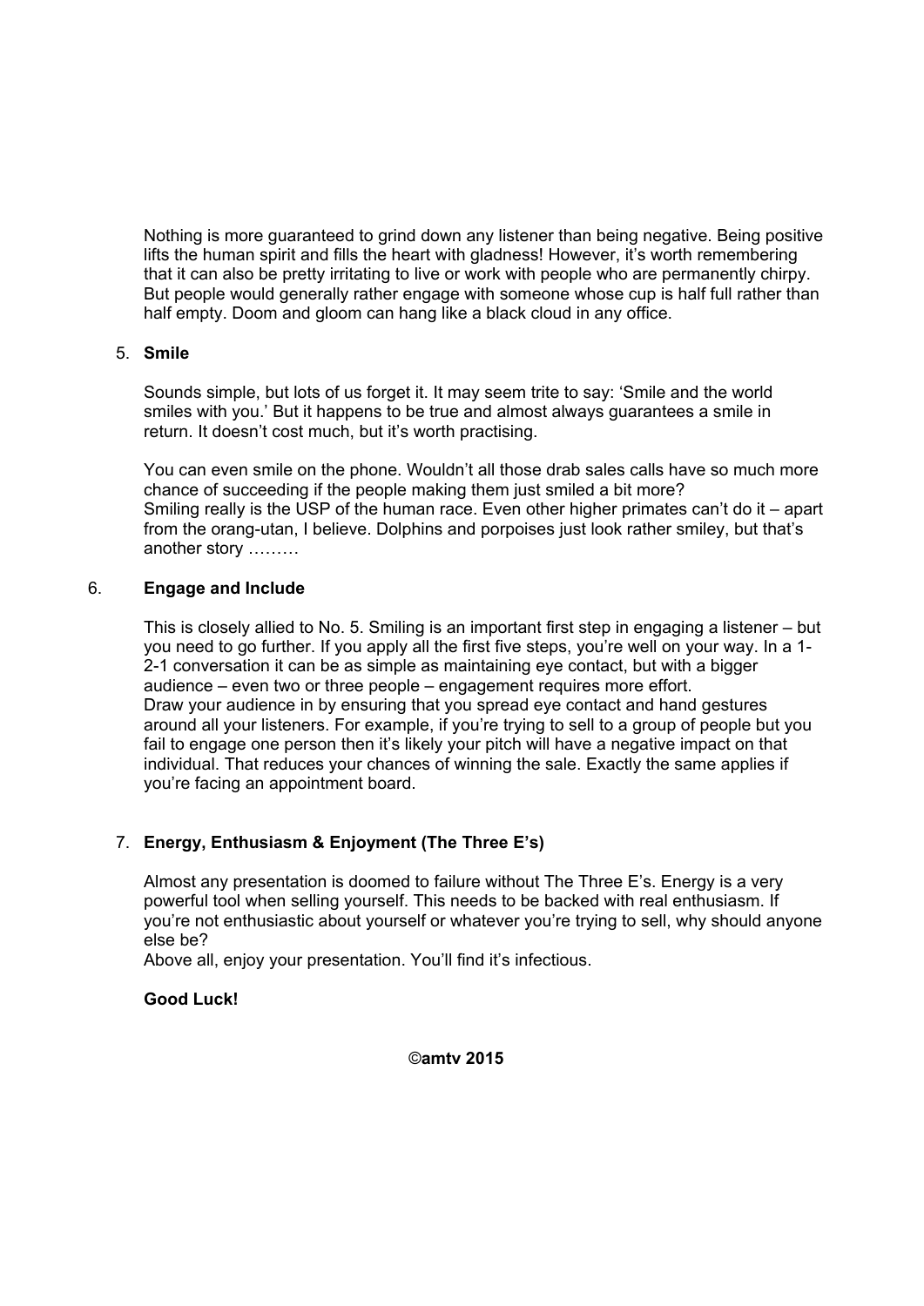Nothing is more guaranteed to grind down any listener than being negative. Being positive lifts the human spirit and fills the heart with gladness! However, it's worth remembering that it can also be pretty irritating to live or work with people who are permanently chirpy. But people would generally rather engage with someone whose cup is half full rather than half empty. Doom and gloom can hang like a black cloud in any office.

5. **Smile**

   Sounds simple, but lots of us forget it. It may seem trite to say: 'Smile and the world smiles with you.' But it happens to be true and almost always guarantees a smile in return. It doesn't cost much, but it's worth practising.

   You can even smile on the phone. Wouldn't all those drab sales calls have so much more chance of succeeding if the people making them just smiled a bit more?
   Smiling really is the USP of the human race. Even other higher primates can't do it – apart from the orang-utan, I believe. Dolphins and porpoises just look rather smiley, but that's another story ………

6. **Engage and Include**

   This is closely allied to No. 5. Smiling is an important first step in engaging a listener – but you need to go further. If you apply all the first five steps, you're well on your way. In a 1-2-1 conversation it can be as simple as maintaining eye contact, but with a bigger audience – even two or three people – engagement requires more effort.
   Draw your audience in by ensuring that you spread eye contact and hand gestures around all your listeners. For example, if you're trying to sell to a group of people but you fail to engage one person then it's likely your pitch will have a negative impact on that individual. That reduces your chances of winning the sale. Exactly the same applies if you're facing an appointment board.

7. **Energy, Enthusiasm & Enjoyment (The Three E's)**

   Almost any presentation is doomed to failure without The Three E's. Energy is a very powerful tool when selling yourself. This needs to be backed with real enthusiasm. If you're not enthusiastic about yourself or whatever you're trying to sell, why should anyone else be?
   Above all, enjoy your presentation. You'll find it's infectious.

   **Good Luck!**

**©amtv 2015**